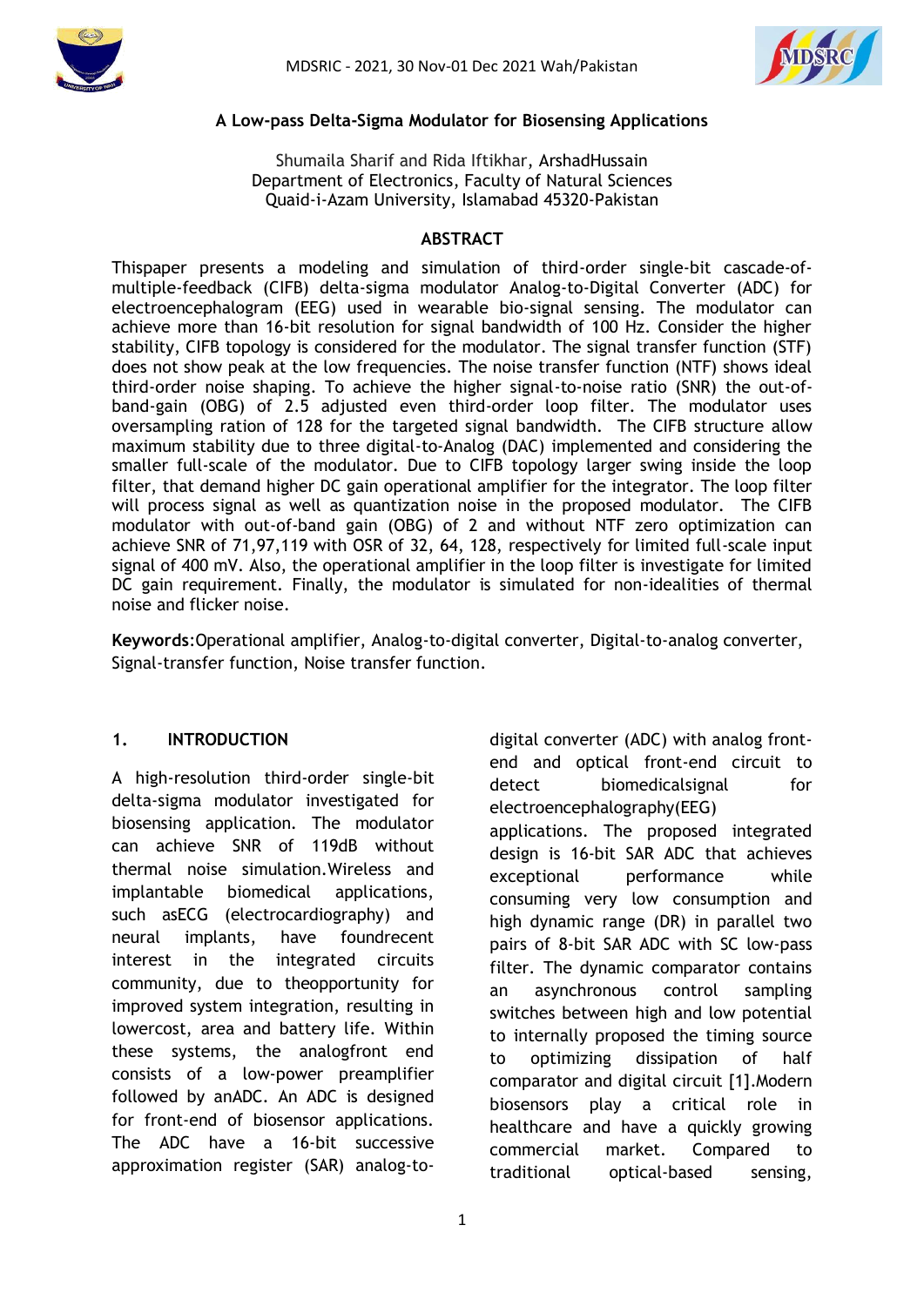# A Low-pass Delta-Sigma Modulator for Biosensing Applications

Shumaila Sharif and Rida Iftikhar, ArshadHussain
Department of Electronics, Faculty of Natural Sciences
Quaid-i-Azam University, Islamabad 45320-Pakistan

## ABSTRACT

Thispaper presents a modeling and simulation of third-order single-bit cascade-of-multiple-feedback (CIFB) delta-sigma modulator Analog-to-Digital Converter (ADC) for electroencephalogram (EEG) used in wearable bio-signal sensing. The modulator can achieve more than 16-bit resolution for signal bandwidth of 100 Hz. Consider the higher stability, CIFB topology is considered for the modulator. The signal transfer function (STF) does not show peak at the low frequencies. The noise transfer function (NTF) shows ideal third-order noise shaping. To achieve the higher signal-to-noise ratio (SNR) the out-of-band-gain (OBG) of 2.5 adjusted even third-order loop filter. The modulator uses oversampling ration of 128 for the targeted signal bandwidth. The CIFB structure allow maximum stability due to three digital-to-Analog (DAC) implemented and considering the smaller full-scale of the modulator. Due to CIFB topology larger swing inside the loop filter, that demand higher DC gain operational amplifier for the integrator. The loop filter will process signal as well as quantization noise in the proposed modulator. The CIFB modulator with out-of-band gain (OBG) of 2 and without NTF zero optimization can achieve SNR of 71,97,119 with OSR of 32, 64, 128, respectively for limited full-scale input signal of 400 mV. Also, the operational amplifier in the loop filter is investigate for limited DC gain requirement. Finally, the modulator is simulated for non-idealities of thermal noise and flicker noise.

**Keywords**:Operational amplifier, Analog-to-digital converter, Digital-to-analog converter, Signal-transfer function, Noise transfer function.

## 1. INTRODUCTION

A high-resolution third-order single-bit delta-sigma modulator investigated for biosensing application. The modulator can achieve SNR of 119dB without thermal noise simulation.Wireless and implantable biomedical applications, such asECG (electrocardiography) and neural implants, have foundrecent interest in the integrated circuits community, due to theopportunity for improved system integration, resulting in lowercost, area and battery life. Within these systems, the analogfront end consists of a low-power preamplifier followed by anADC. An ADC is designed for front-end of biosensor applications. The ADC have a 16-bit successive approximation register (SAR) analog-to-digital converter (ADC) with analog front-end and optical front-end circuit to detect biomedicalsignal for electroencephalography(EEG) applications. The proposed integrated design is 16-bit SAR ADC that achieves exceptional performance while consuming very low consumption and high dynamic range (DR) in parallel two pairs of 8-bit SAR ADC with SC low-pass filter. The dynamic comparator contains an asynchronous control sampling switches between high and low potential to internally proposed the timing source to optimizing dissipation of half comparator and digital circuit [1].Modern biosensors play a critical role in healthcare and have a quickly growing commercial market. Compared to traditional optical-based sensing,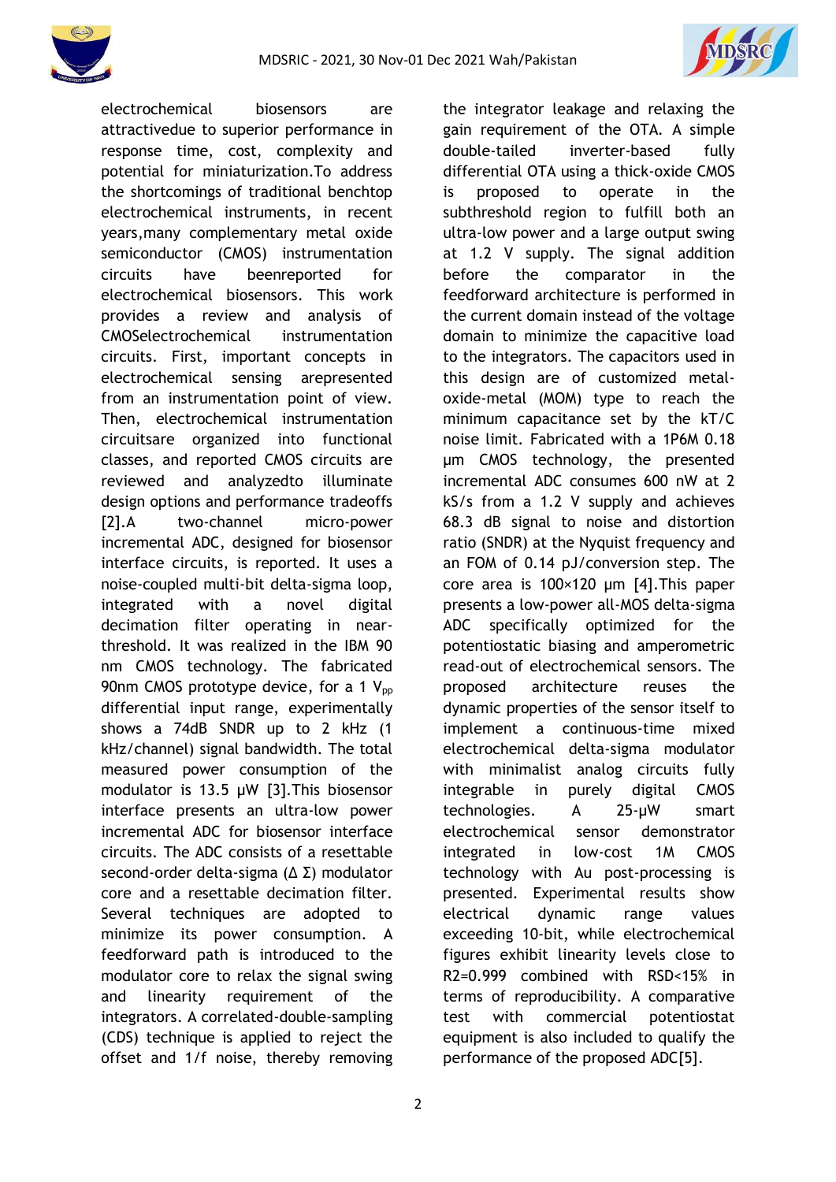electrochemical biosensors are attractivedue to superior performance in response time, cost, complexity and potential for miniaturization.To address the shortcomings of traditional benchtop electrochemical instruments, in recent years,many complementary metal oxide semiconductor (CMOS) instrumentation circuits have beenreported for electrochemical biosensors. This work provides a review and analysis of CMOSelectrochemical instrumentation circuits. First, important concepts in electrochemical sensing arepresented from an instrumentation point of view. Then, electrochemical instrumentation circuitsare organized into functional classes, and reported CMOS circuits are reviewed and analyzedto illuminate design options and performance tradeoffs [2].A two-channel micro-power incremental ADC, designed for biosensor interface circuits, is reported. It uses a noise-coupled multi-bit delta-sigma loop, integrated with a novel digital decimation filter operating in near-threshold. It was realized in the IBM 90 nm CMOS technology. The fabricated 90nm CMOS prototype device, for a 1 $V_{pp}$ differential input range, experimentally shows a 74dB SNDR up to 2 kHz (1 kHz/channel) signal bandwidth. The total measured power consumption of the modulator is 13.5 μW [3].This biosensor interface presents an ultra-low power incremental ADC for biosensor interface circuits. The ADC consists of a resettable second-order delta-sigma (Δ Σ) modulator core and a resettable decimation filter. Several techniques are adopted to minimize its power consumption. A feedforward path is introduced to relax the signal swing and linearity requirement of the integrators. A correlated-double-sampling (CDS) technique is applied to reject the offset and 1/f noise, thereby removing the integrator leakage and relaxing the gain requirement of the OTA. A simple double-tailed inverter-based fully differential OTA using a thick-oxide CMOS is proposed to operate in the subthreshold region to fulfill both an ultra-low power and a large output swing at 1.2 V supply. The signal addition before the comparator in the feedforward architecture is performed in the current domain instead of the voltage domain to minimize the capacitive load to the integrators. The capacitors used in this design are of customized metal-oxide-metal (MOM) type to reach the minimum capacitance set by the kT/C noise limit. Fabricated with a 1P6M 0.18 μm CMOS technology, the presented incremental ADC consumes 600 nW at 2 kS/s from a 1.2 V supply and achieves 68.3 dB signal to noise and distortion ratio (SNDR) at the Nyquist frequency and an FOM of 0.14 pJ/conversion step. The core area is 100×120 μm [4].This paper presents a low-power all-MOS delta-sigma ADC specifically optimized for the potentiostatic biasing and amperometric read-out of electrochemical sensors. The proposed architecture reuses the dynamic properties of the sensor itself to implement a continuous-time mixed electrochemical delta-sigma modulator with minimalist analog circuits fully integrable in purely digital CMOS technologies. A 25-μW smart electrochemical sensor demonstrator integrated in low-cost 1M CMOS technology with Au post-processing is presented. Experimental results show electrical dynamic range values exceeding 10-bit, while electrochemical figures exhibit linearity levels close to R2=0.999 combined with RSD<15% in terms of reproducibility. A comparative test with commercial potentiostat equipment is also included to qualify the performance of the proposed ADC[5].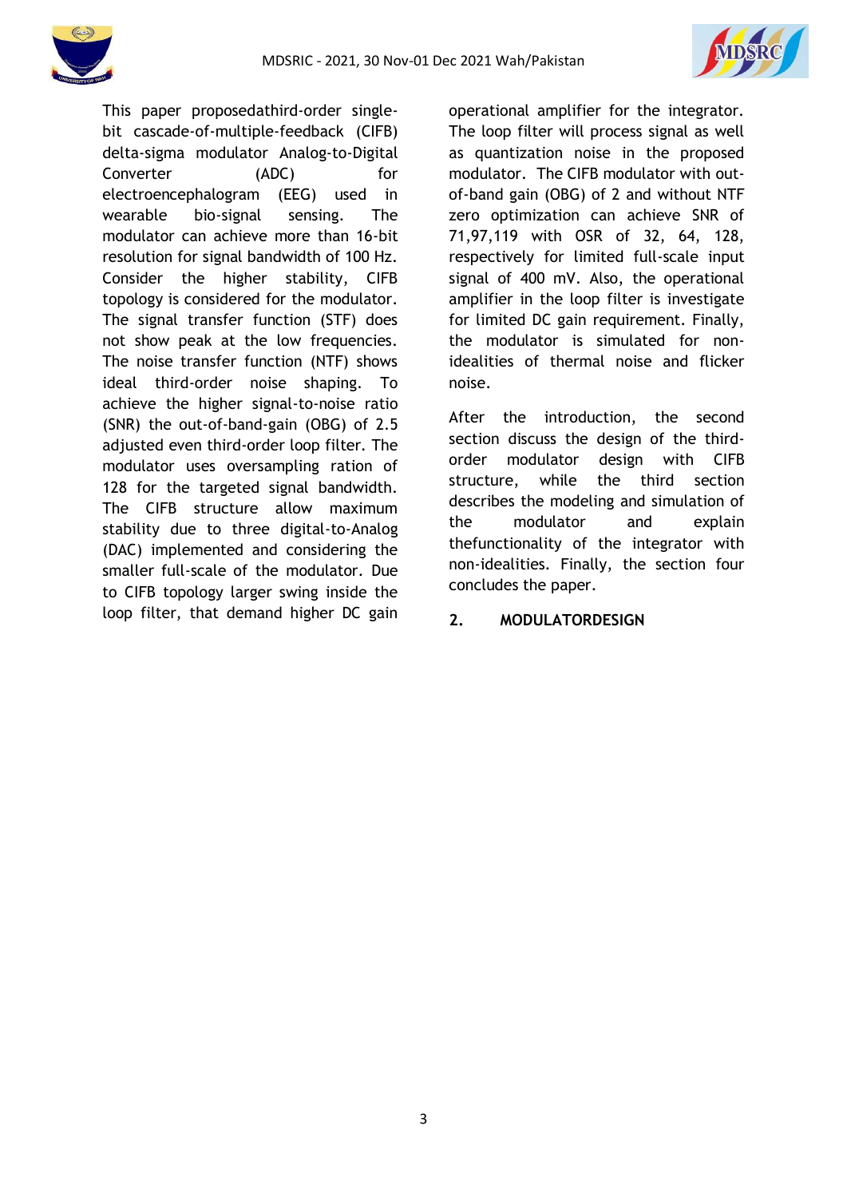This paper proposedathird-order single-bit cascade-of-multiple-feedback (CIFB) delta-sigma modulator Analog-to-Digital Converter (ADC) for electroencephalogram (EEG) used in wearable bio-signal sensing. The modulator can achieve more than 16-bit resolution for signal bandwidth of 100 Hz. Consider the higher stability, CIFB topology is considered for the modulator. The signal transfer function (STF) does not show peak at the low frequencies. The noise transfer function (NTF) shows ideal third-order noise shaping. To achieve the higher signal-to-noise ratio (SNR) the out-of-band-gain (OBG) of 2.5 adjusted even third-order loop filter. The modulator uses oversampling ration of 128 for the targeted signal bandwidth. The CIFB structure allow maximum stability due to three digital-to-Analog (DAC) implemented and considering the smaller full-scale of the modulator. Due to CIFB topology larger swing inside the loop filter, that demand higher DC gain operational amplifier for the integrator. The loop filter will process signal as well as quantization noise in the proposed modulator. The CIFB modulator with out-of-band gain (OBG) of 2 and without NTF zero optimization can achieve SNR of 71,97,119 with OSR of 32, 64, 128, respectively for limited full-scale input signal of 400 mV. Also, the operational amplifier in the loop filter is investigate for limited DC gain requirement. Finally, the modulator is simulated for non-idealities of thermal noise and flicker noise.

After the introduction, the second section discuss the design of the third-order modulator design with CIFB structure, while the third section describes the modeling and simulation of the modulator and explain thefunctionality of the integrator with non-idealities. Finally, the section four concludes the paper.

## 2. MODULATORDESIGN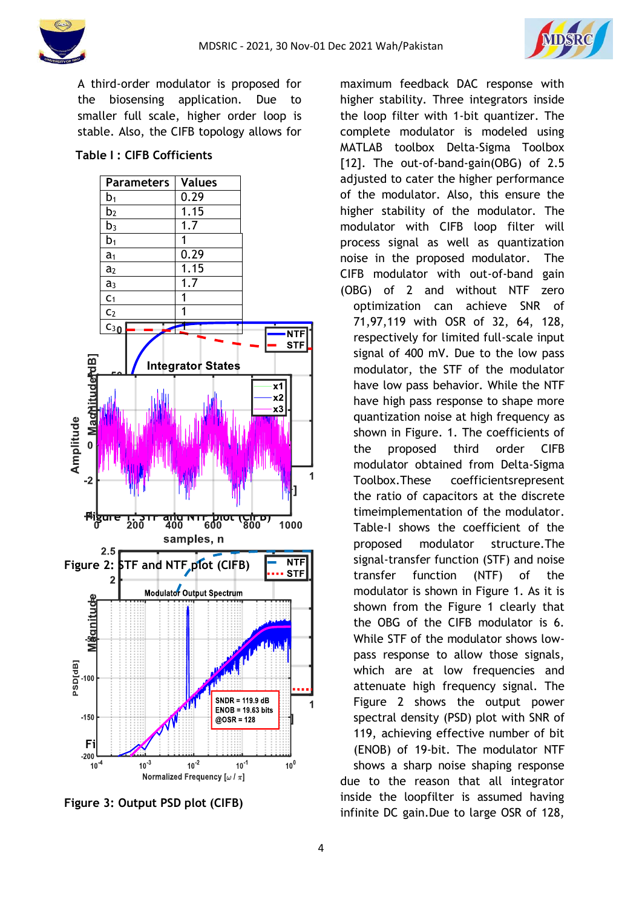A third-order modulator is proposed for the biosensing application. Due to smaller full scale, higher order loop is stable. Also, the CIFB topology allows for

**Table I : CIFB Cofficients**

| Parameters | Values |
|---|---|
| $b_1$ | 0.29 |
| $b_2$ | 1.15 |
| $b_3$ | 1.7 |
| $b_1$ | 1 |
| $a_1$ | 0.29 |
| $a_2$ | 1.15 |
| $a_3$ | 1.7 |
| $c_1$ | 1 |
| $c_2$ | 1 |
| $c_3$ | 0 |

Figure 1: STF and NTF plot (CIFB)

Figure 2: STF and NTF plot (CIFB)

Figure 3: Output PSD plot (CIFB)

maximum feedback DAC response with higher stability. Three integrators inside the loop filter with 1-bit quantizer. The complete modulator is modeled using MATLAB toolbox Delta-Sigma Toolbox [12]. The out-of-band-gain(OBG) of 2.5 adjusted to cater the higher performance of the modulator. Also, this ensure the higher stability of the modulator. The modulator with CIFB loop filter will process signal as well as quantization noise in the proposed modulator. The CIFB modulator with out-of-band gain (OBG) of 2 and without NTF zero optimization can achieve SNR of 71,97,119 with OSR of 32, 64, 128, respectively for limited full-scale input signal of 400 mV. Due to the low pass modulator, the STF of the modulator have low pass behavior. While the NTF have high pass response to shape more quantization noise at high frequency as shown in Figure. 1. The coefficients of the proposed third order CIFB modulator obtained from Delta-Sigma Toolbox.These coefficientsrepresent the ratio of capacitors at the discrete timeimplementation of the modulator. Table-I shows the coefficient of the proposed modulator structure.The signal-transfer function (STF) and noise transfer function (NTF) of the modulator is shown in Figure 1. As it is shown from the Figure 1 clearly that the OBG of the CIFB modulator is 6. While STF of the modulator shows low-pass response to allow those signals, which are at low frequencies and attenuate high frequency signal. The Figure 2 shows the output power spectral density (PSD) plot with SNR of 119, achieving effective number of bit (ENOB) of 19-bit. The modulator NTF shows a sharp noise shaping response due to the reason that all integrator inside the loopfilter is assumed having infinite DC gain.Due to large OSR of 128,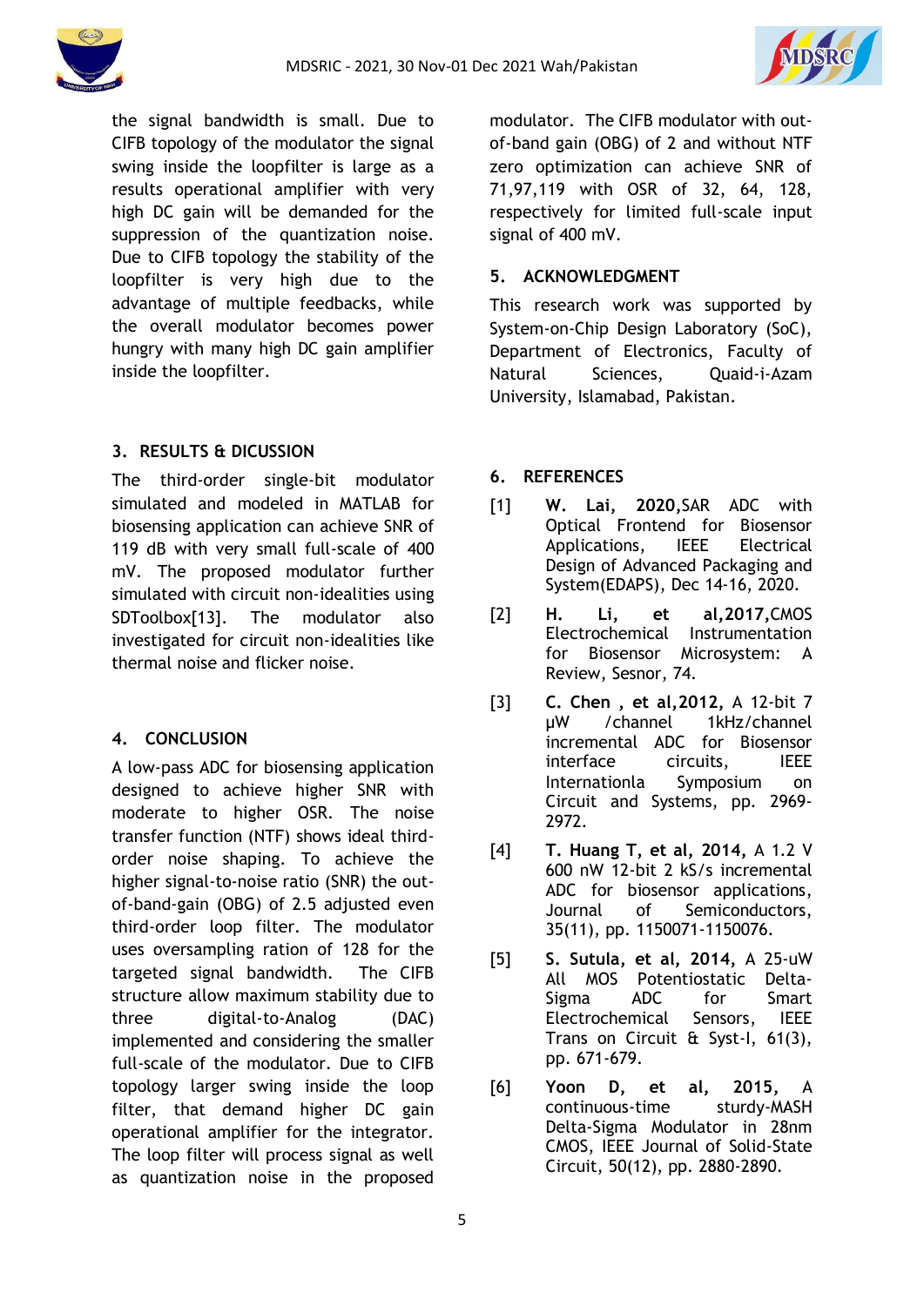the signal bandwidth is small. Due to CIFB topology of the modulator the signal swing inside the loopfilter is large as a results operational amplifier with very high DC gain will be demanded for the suppression of the quantization noise. Due to CIFB topology the stability of the loopfilter is very high due to the advantage of multiple feedbacks, while the overall modulator becomes power hungry with many high DC gain amplifier inside the loopfilter.

## 3. RESULTS & DICUSSION

The third-order single-bit modulator simulated and modeled in MATLAB for biosensing application can achieve SNR of 119 dB with very small full-scale of 400 mV. The proposed modulator further simulated with circuit non-idealities using SDToolbox[13]. The modulator also investigated for circuit non-idealities like thermal noise and flicker noise.

## 4. CONCLUSION

A low-pass ADC for biosensing application designed to achieve higher SNR with moderate to higher OSR. The noise transfer function (NTF) shows ideal third-order noise shaping. To achieve the higher signal-to-noise ratio (SNR) the out-of-band-gain (OBG) of 2.5 adjusted even third-order loop filter. The modulator uses oversampling ration of 128 for the targeted signal bandwidth. The CIFB structure allow maximum stability due to three digital-to-Analog (DAC) implemented and considering the smaller full-scale of the modulator. Due to CIFB topology larger swing inside the loop filter, that demand higher DC gain operational amplifier for the integrator. The loop filter will process signal as well as quantization noise in the proposed modulator. The CIFB modulator with out-of-band gain (OBG) of 2 and without NTF zero optimization can achieve SNR of 71,97,119 with OSR of 32, 64, 128, respectively for limited full-scale input signal of 400 mV.

## 5. ACKNOWLEDGMENT

This research work was supported by System-on-Chip Design Laboratory (SoC), Department of Electronics, Faculty of Natural Sciences, Quaid-i-Azam University, Islamabad, Pakistan.

## 6. REFERENCES

[1] **W. Lai, 2020**,SAR ADC with Optical Frontend for Biosensor Applications, IEEE Electrical Design of Advanced Packaging and System(EDAPS), Dec 14-16, 2020.

[2] **H. Li, et al**,**2017**,CMOS Electrochemical Instrumentation for Biosensor Microsystem: A Review, Sesnor, 74.

[3] **C. Chen , et al,2012,** A 12-bit 7 μW /channel 1kHz/channel incremental ADC for Biosensor interface circuits, IEEE Internationla Symposium on Circuit and Systems, pp. 2969-2972.

[4] **T. Huang T, et al, 2014,** A 1.2 V 600 nW 12-bit 2 kS/s incremental ADC for biosensor applications, Journal of Semiconductors, 35(11), pp. 1150071-1150076.

[5] **S. Sutula, et al, 2014,** A 25-uW All MOS Potentiostatic Delta-Sigma ADC for Smart Electrochemical Sensors, IEEE Trans on Circuit & Syst-I, 61(3), pp. 671-679.

[6] **Yoon D, et al, 2015,** A continuous-time sturdy-MASH Delta-Sigma Modulator in 28nm CMOS, IEEE Journal of Solid-State Circuit, 50(12), pp. 2880-2890.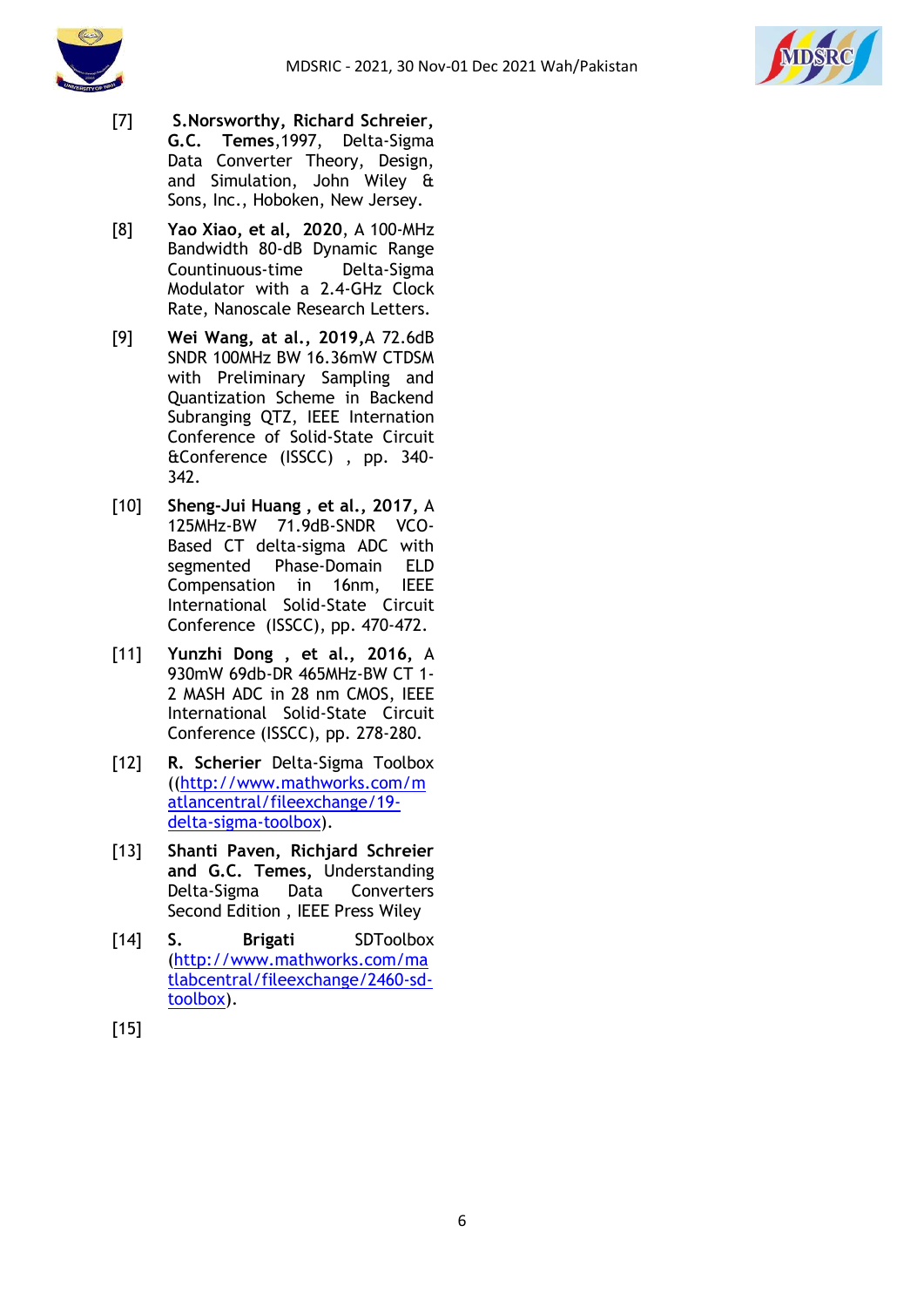[7] **S.Norsworthy, Richard Schreier, G.C. Temes**,1997, Delta-Sigma Data Converter Theory, Design, and Simulation, John Wiley & Sons, Inc., Hoboken, New Jersey.

[8] **Yao Xiao, et al, 2020**, A 100-MHz Bandwidth 80-dB Dynamic Range Countinuous-time Delta-Sigma Modulator with a 2.4-GHz Clock Rate, Nanoscale Research Letters.

[9] **Wei Wang, at al., 2019**,A 72.6dB SNDR 100MHz BW 16.36mW CTDSM with Preliminary Sampling and Quantization Scheme in Backend Subranging QTZ, IEEE Internation Conference of Solid-State Circuit &Conference (ISSCC) , pp. 340-342.

[10] **Sheng-Jui Huang , et al., 2017**, A 125MHz-BW 71.9dB-SNDR VCO-Based CT delta-sigma ADC with segmented Phase-Domain ELD Compensation in 16nm, IEEE International Solid-State Circuit Conference (ISSCC), pp. 470-472.

[11] **Yunzhi Dong , et al., 2016**, A 930mW 69db-DR 465MHz-BW CT 1-2 MASH ADC in 28 nm CMOS, IEEE International Solid-State Circuit Conference (ISSCC), pp. 278-280.

[12] **R. Scherier** Delta-Sigma Toolbox ((http://www.mathworks.com/matlancentral/fileexchange/19-delta-sigma-toolbox).

[13] **Shanti Paven, Richjard Schreier and G.C. Temes**, Understanding Delta-Sigma Data Converters Second Edition , IEEE Press Wiley

[14] **S. Brigati** SDToolbox (http://www.mathworks.com/matlabcentral/fileexchange/2460-sd-toolbox).

[15]